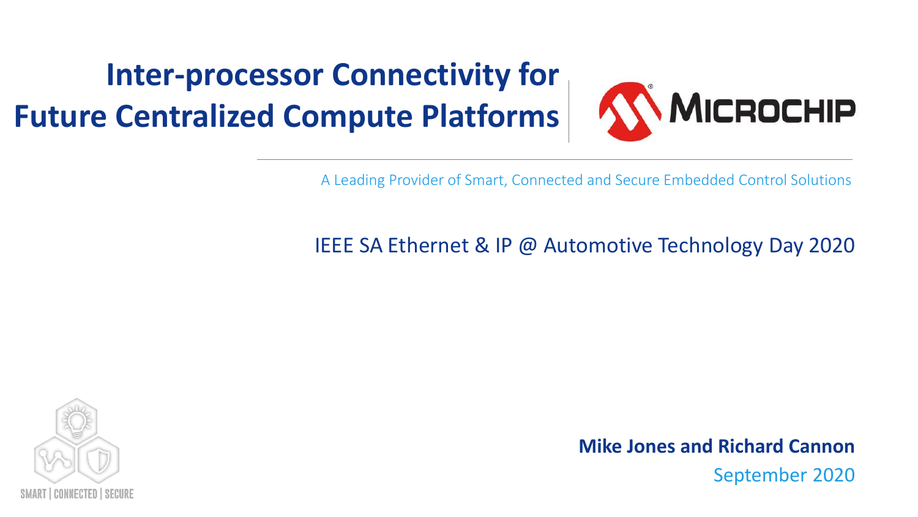# Inter-processor Connectivity for Future Centralized Compute Platforms

MICROCHIP

A Leading Provider of Smart, Connected and Secure Embedded Control Solutions

IEEE SA Ethernet & IP @ Automotive Technology Day 2020

SMART | CONNECTED | SECURE

**Mike Jones and Richard Cannon**

September 2020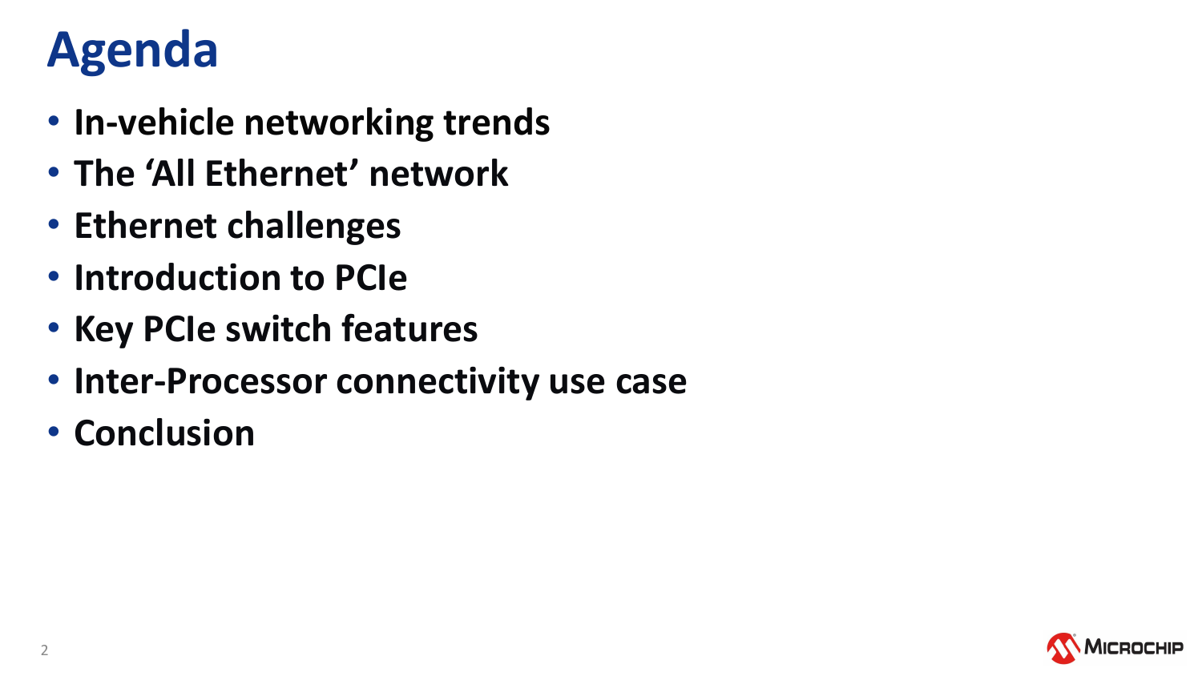# Agenda

- **In-vehicle networking trends**
- **The ‘All Ethernet’ network**
- **Ethernet challenges**
- **Introduction to PCIe**
- **Key PCIe switch features**
- **Inter-Processor connectivity use case**
- **Conclusion**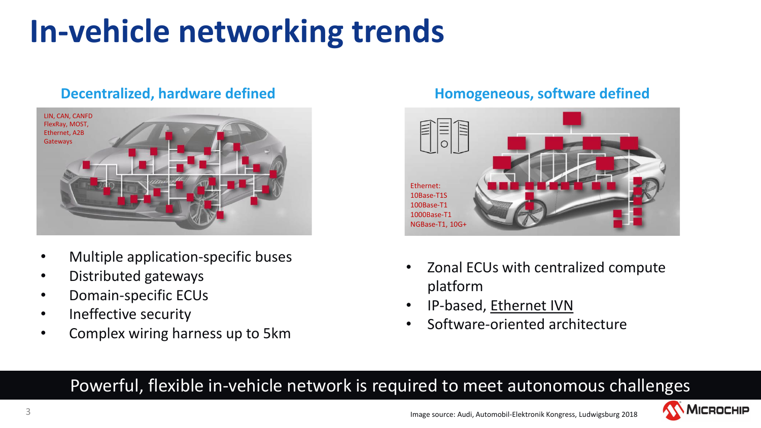# In-vehicle networking trends

## Decentralized, hardware defined

LIN, CAN, CANFD
FlexRay, MOST,
Ethernet, A2B
Gateways

- Multiple application-specific buses
- Distributed gateways
- Domain-specific ECUs
- Ineffective security
- Complex wiring harness up to 5km

## Homogeneous, software defined

Ethernet:
10Base-T1S
100Base-T1
1000Base-T1
NGBase-T1, 10G+

- Zonal ECUs with centralized compute platform
- IP-based, Ethernet IVN
- Software-oriented architecture

**Powerful, flexible in-vehicle network is required to meet autonomous challenges**

Image source: Audi, Automobil-Elektronik Kongress, Ludwigsburg 2018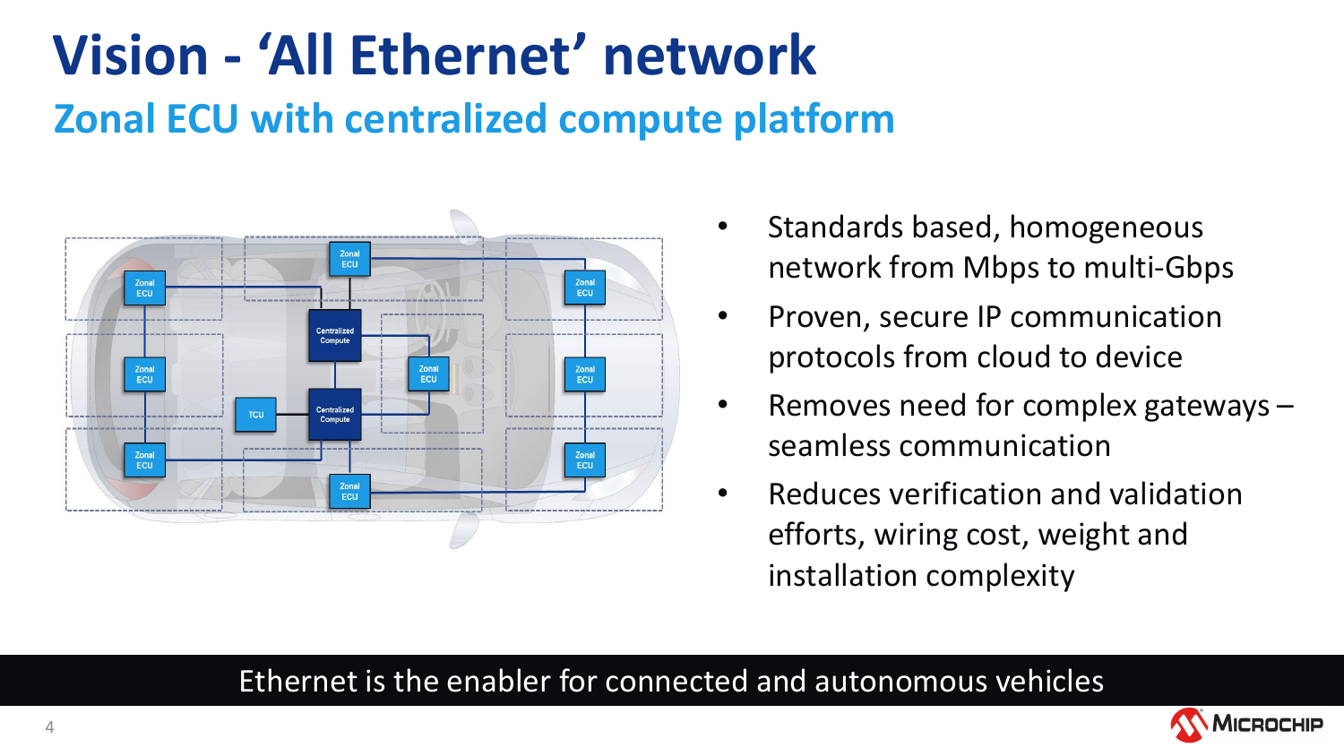# Vision - 'All Ethernet' network

## Zonal ECU with centralized compute platform

- Standards based, homogeneous network from Mbps to multi-Gbps
- Proven, secure IP communication protocols from cloud to device
- Removes need for complex gateways – seamless communication
- Reduces verification and validation efforts, wiring cost, weight and installation complexity

Ethernet is the enabler for connected and autonomous vehicles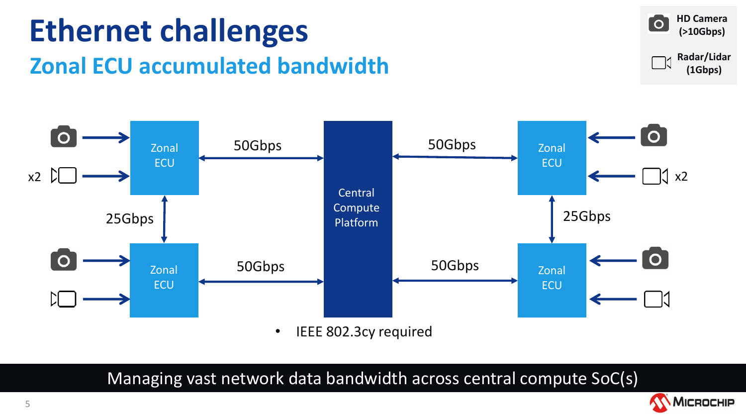# Ethernet challenges

## Zonal ECU accumulated bandwidth

HD Camera (>10Gbps)

Radar/Lidar (1Gbps)

x2 Zonal ECU — 50Gbps — Central Compute Platform — 50Gbps — Zonal ECU x2

25Gbps 25Gbps

Zonal ECU — 50Gbps — Central Compute Platform — 50Gbps — Zonal ECU

- IEEE 802.3cy required

Managing vast network data bandwidth across central compute SoC(s)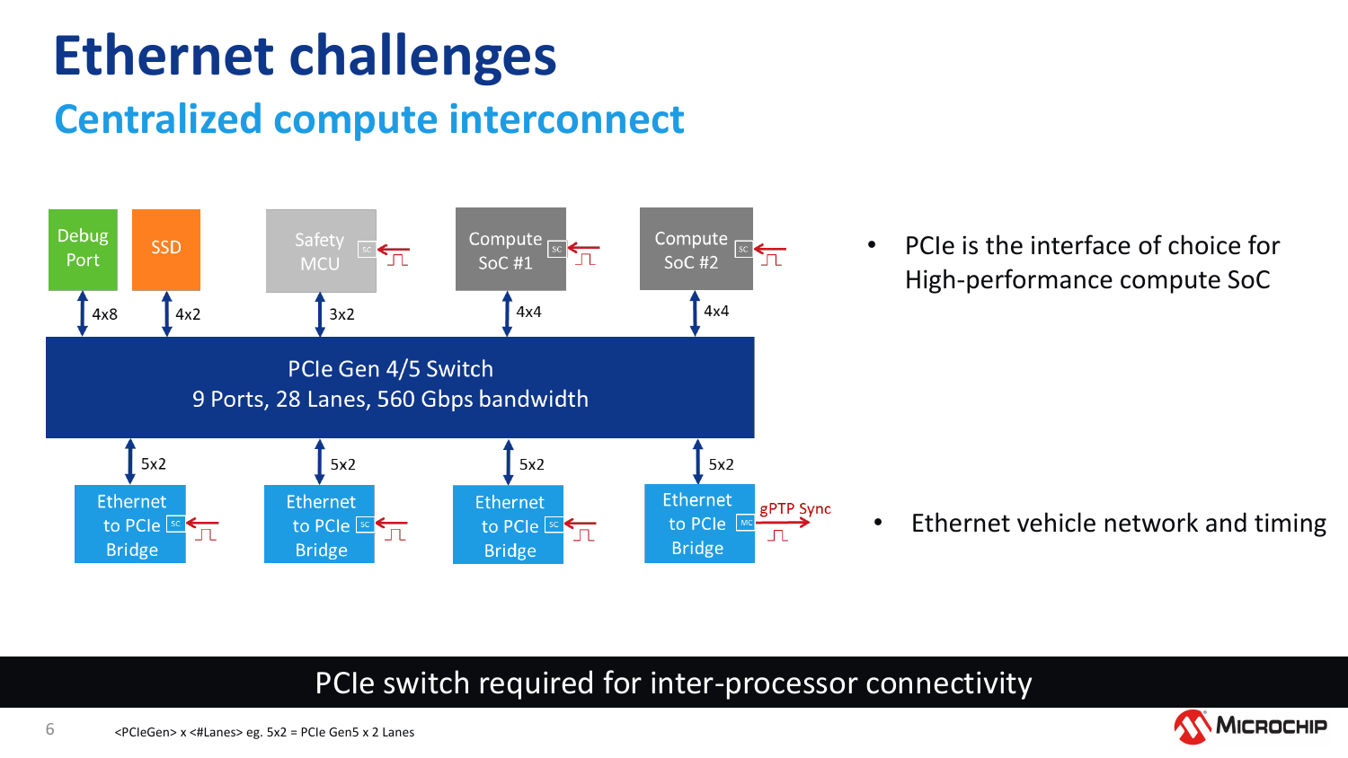# Ethernet challenges

## Centralized compute interconnect

Debug Port | SSD | Safety MCU | Compute SoC #1 | Compute SoC #2

4x8 | 4x2 | 3x2 | 4x4 | 4x4

PCIe Gen 4/5 Switch
9 Ports, 28 Lanes, 560 Gbps bandwidth

5x2 | 5x2 | 5x2 | 5x2

Ethernet to PCIe Bridge | Ethernet to PCIe Bridge | Ethernet to PCIe Bridge | Ethernet to PCIe Bridge

gPTP Sync

- PCIe is the interface of choice for High-performance compute SoC
- Ethernet vehicle network and timing

PCIe switch required for inter-processor connectivity

<PCIeGen> x <#Lanes> eg. 5x2 = PCIe Gen5 x 2 Lanes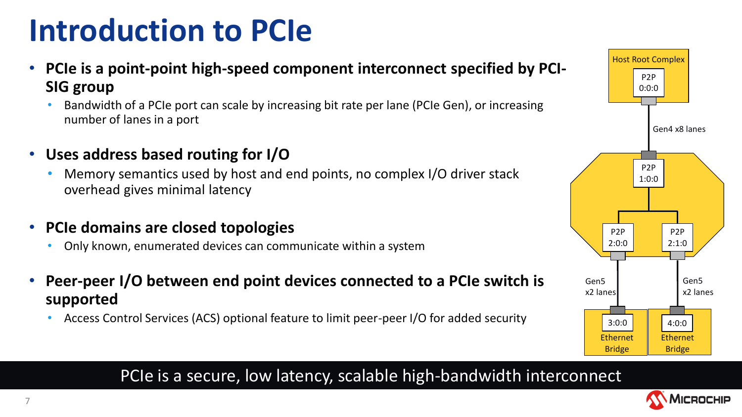# Introduction to PCIe

- **PCIe is a point-point high-speed component interconnect specified by PCI-SIG group**
  - Bandwidth of a PCIe port can scale by increasing bit rate per lane (PCIe Gen), or increasing number of lanes in a port
- **Uses address based routing for I/O**
  - Memory semantics used by host and end points, no complex I/O driver stack overhead gives minimal latency
- **PCIe domains are closed topologies**
  - Only known, enumerated devices can communicate within a system
- **Peer-peer I/O between end point devices connected to a PCIe switch is supported**
  - Access Control Services (ACS) optional feature to limit peer-peer I/O for added security

Host Root Complex
P2P 0:0:0
Gen4 x8 lanes
P2P 1:0:0
P2P 2:0:0
P2P 2:1:0
Gen5 x2 lanes
Gen5 x2 lanes
3:0:0 Ethernet Bridge
4:0:0 Ethernet Bridge

PCIe is a secure, low latency, scalable high-bandwidth interconnect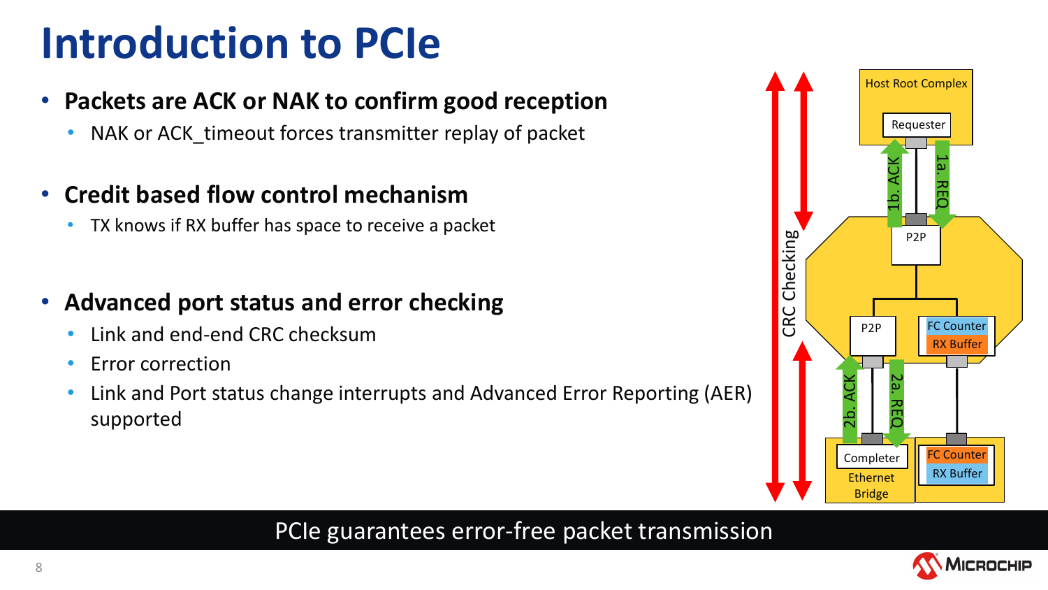# Introduction to PCIe

- **Packets are ACK or NAK to confirm good reception**
  - NAK or ACK_timeout forces transmitter replay of packet
- **Credit based flow control mechanism**
  - TX knows if RX buffer has space to receive a packet
- **Advanced port status and error checking**
  - Link and end-end CRC checksum
  - Error correction
  - Link and Port status change interrupts and Advanced Error Reporting (AER) supported

Host Root Complex

Requester

1b. ACK

1a. REQ

P2P

P2P

FC Counter

RX Buffer

CRC Checking

2b. ACK

2a. REQ

Completer

Ethernet Bridge

FC Counter

RX Buffer

PCIe guarantees error-free packet transmission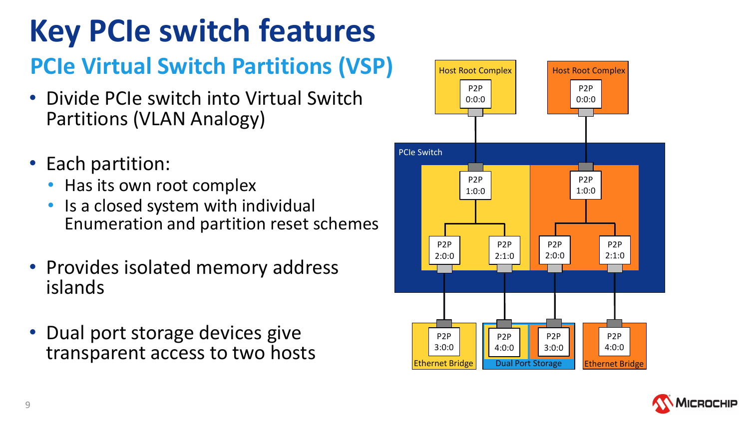# Key PCIe switch features

## PCIe Virtual Switch Partitions (VSP)

- Divide PCIe switch into Virtual Switch Partitions (VLAN Analogy)
- Each partition:
  - Has its own root complex
  - Is a closed system with individual Enumeration and partition reset schemes
- Provides isolated memory address islands
- Dual port storage devices give transparent access to two hosts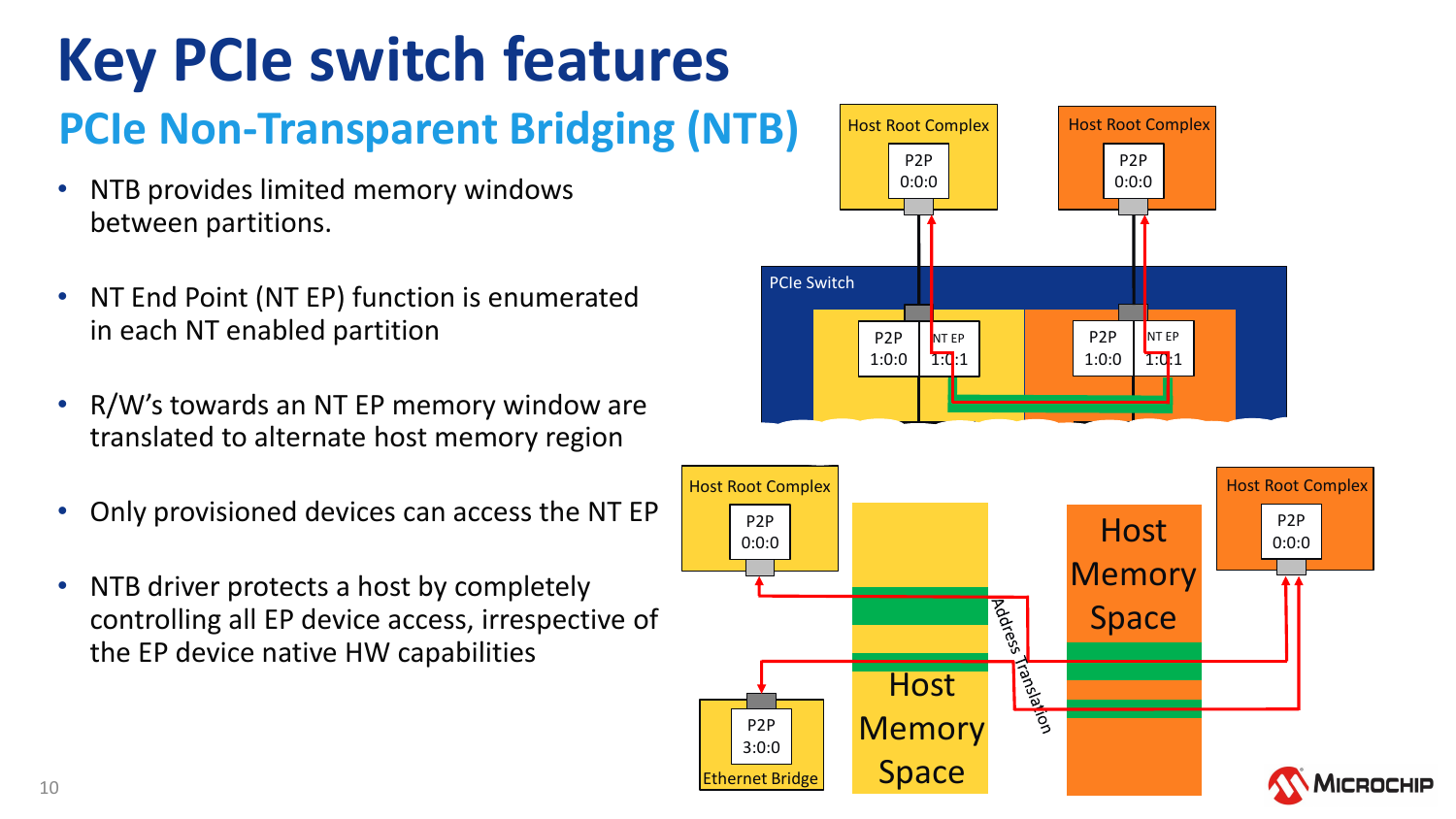# Key PCIe switch features

## PCIe Non-Transparent Bridging (NTB)

- NTB provides limited memory windows between partitions.
- NT End Point (NT EP) function is enumerated in each NT enabled partition
- R/W's towards an NT EP memory window are translated to alternate host memory region
- Only provisioned devices can access the NT EP
- NTB driver protects a host by completely controlling all EP device access, irrespective of the EP device native HW capabilities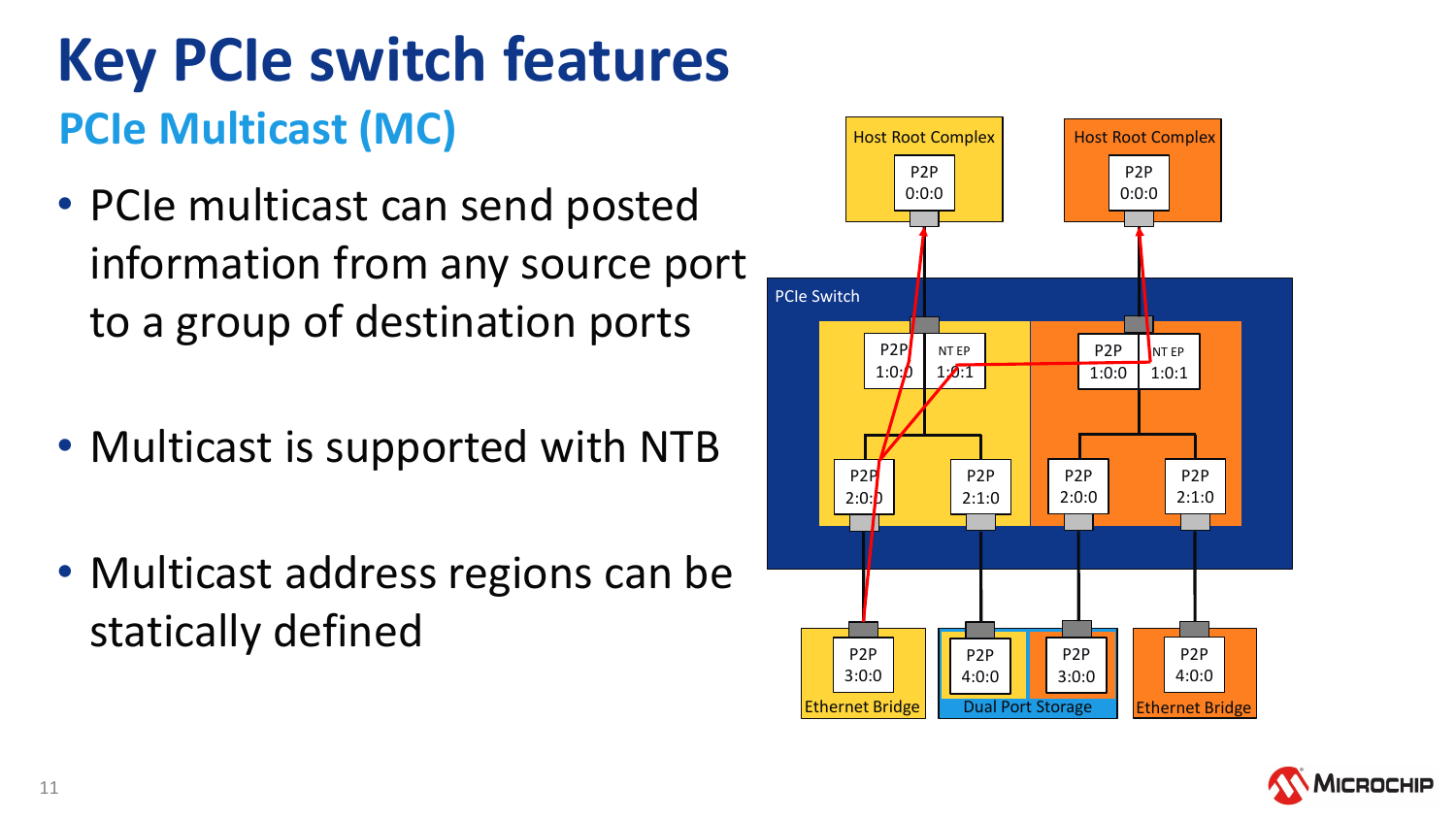# Key PCIe switch features

## PCIe Multicast (MC)

- PCIe multicast can send posted information from any source port to a group of destination ports
- Multicast is supported with NTB
- Multicast address regions can be statically defined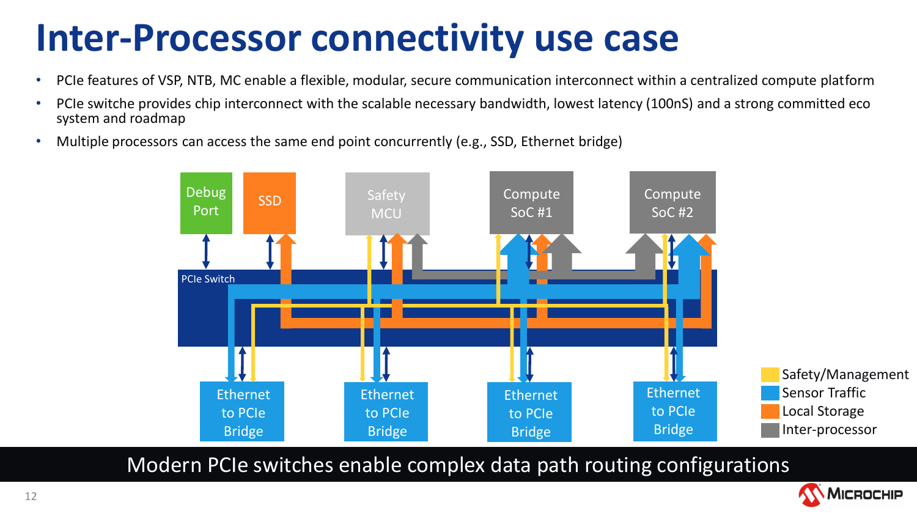# Inter-Processor connectivity use case

- PCIe features of VSP, NTB, MC enable a flexible, modular, secure communication interconnect within a centralized compute platform
- PCIe switche provides chip interconnect with the scalable necessary bandwidth, lowest latency (100nS) and a strong committed eco system and roadmap
- Multiple processors can access the same end point concurrently (e.g., SSD, Ethernet bridge)

Debug Port | SSD | Safety MCU | Compute SoC #1 | Compute SoC #2

PCIe Switch

Ethernet to PCIe Bridge | Ethernet to PCIe Bridge | Ethernet to PCIe Bridge | Ethernet to PCIe Bridge

- Safety/Management
- Sensor Traffic
- Local Storage
- Inter-processor

Modern PCIe switches enable complex data path routing configurations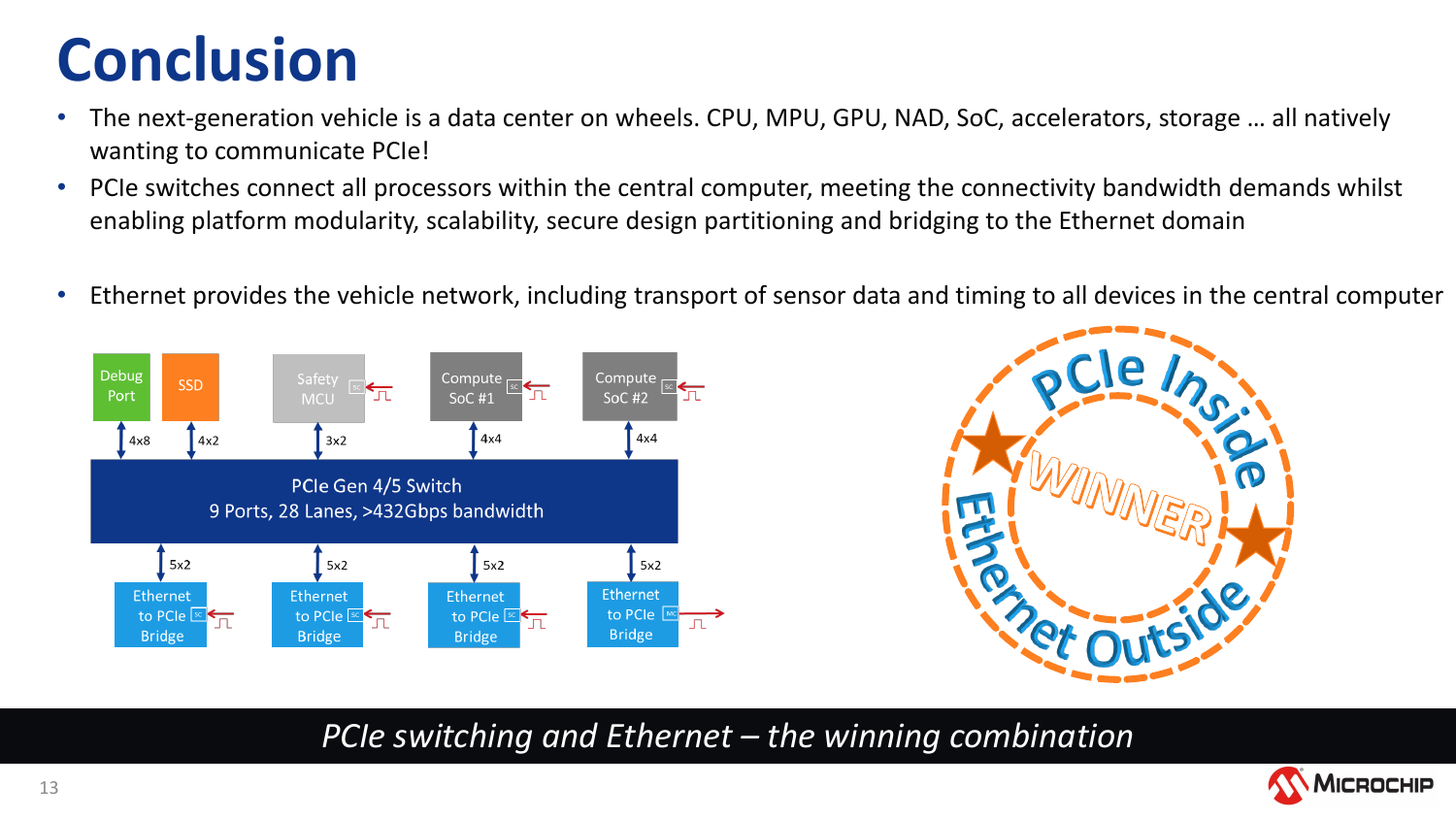# Conclusion

- The next-generation vehicle is a data center on wheels. CPU, MPU, GPU, NAD, SoC, accelerators, storage … all natively wanting to communicate PCIe!
- PCIe switches connect all processors within the central computer, meeting the connectivity bandwidth demands whilst enabling platform modularity, scalability, secure design partitioning and bridging to the Ethernet domain
- Ethernet provides the vehicle network, including transport of sensor data and timing to all devices in the central computer

Debug Port
SSD
Safety MCU
Compute SoC #1
Compute SoC #2
4x8
4x2
3x2
4x4
4x4
PCIe Gen 4/5 Switch
9 Ports, 28 Lanes, >432Gbps bandwidth
5x2
5x2
5x2
5x2
Ethernet to PCIe Bridge
Ethernet to PCIe Bridge
Ethernet to PCIe Bridge
Ethernet to PCIe Bridge

PCIe Inside
WINNER
Ethernet Outside

*PCIe switching and Ethernet – the winning combination*